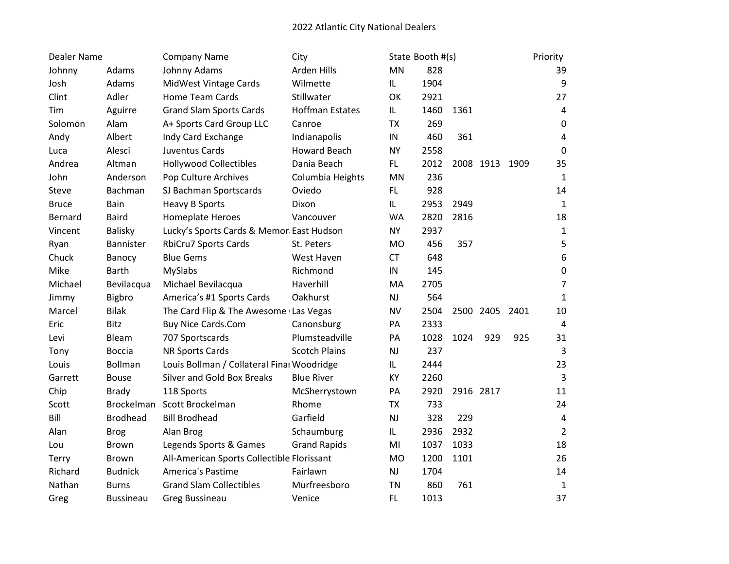# 2022 Atlantic City National Dealers

| Dealer Name | | Company Name | City | State | Booth #(s) | | | | Priority |
|---|---|---|---|---|---|---|---|---|---|
| Johnny | Adams | Johnny Adams | Arden Hills | MN | 828 | | | | 39 |
| Josh | Adams | MidWest Vintage Cards | Wilmette | IL | 1904 | | | | 9 |
| Clint | Adler | Home Team Cards | Stillwater | OK | 2921 | | | | 27 |
| Tim | Aguirre | Grand Slam Sports Cards | Hoffman Estates | IL | 1460 | 1361 | | | 4 |
| Solomon | Alam | A+ Sports Card Group LLC | Canroe | TX | 269 | | | | 0 |
| Andy | Albert | Indy Card Exchange | Indianapolis | IN | 460 | 361 | | | 4 |
| Luca | Alesci | Juventus Cards | Howard Beach | NY | 2558 | | | | 0 |
| Andrea | Altman | Hollywood Collectibles | Dania Beach | FL | 2012 | 2008 | 1913 | 1909 | 35 |
| John | Anderson | Pop Culture Archives | Columbia Heights | MN | 236 | | | | 1 |
| Steve | Bachman | SJ Bachman Sportscards | Oviedo | FL | 928 | | | | 14 |
| Bruce | Bain | Heavy B Sports | Dixon | IL | 2953 | 2949 | | | 1 |
| Bernard | Baird | Homeplate Heroes | Vancouver | WA | 2820 | 2816 | | | 18 |
| Vincent | Balisky | Lucky's Sports Cards & Memor | East Hudson | NY | 2937 | | | | 1 |
| Ryan | Bannister | RbiCru7 Sports Cards | St. Peters | MO | 456 | 357 | | | 5 |
| Chuck | Banocy | Blue Gems | West Haven | CT | 648 | | | | 6 |
| Mike | Barth | MySlabs | Richmond | IN | 145 | | | | 0 |
| Michael | Bevilacqua | Michael Bevilacqua | Haverhill | MA | 2705 | | | | 7 |
| Jimmy | Bigbro | America's #1 Sports Cards | Oakhurst | NJ | 564 | | | | 1 |
| Marcel | Bilak | The Card Flip & The Awesome | Las Vegas | NV | 2504 | 2500 | 2405 | 2401 | 10 |
| Eric | Bitz | Buy Nice Cards.Com | Canonsburg | PA | 2333 | | | | 4 |
| Levi | Bleam | 707 Sportscards | Plumsteadville | PA | 1028 | 1024 | 929 | 925 | 31 |
| Tony | Boccia | NR Sports Cards | Scotch Plains | NJ | 237 | | | | 3 |
| Louis | Bollman | Louis Bollman / Collateral Finar | Woodridge | IL | 2444 | | | | 23 |
| Garrett | Bouse | Silver and Gold Box Breaks | Blue River | KY | 2260 | | | | 3 |
| Chip | Brady | 118 Sports | McSherrystown | PA | 2920 | 2916 | 2817 | | 11 |
| Scott | Brockelman | Scott Brockelman | Rhome | TX | 733 | | | | 24 |
| Bill | Brodhead | Bill Brodhead | Garfield | NJ | 328 | 229 | | | 4 |
| Alan | Brog | Alan Brog | Schaumburg | IL | 2936 | 2932 | | | 2 |
| Lou | Brown | Legends Sports & Games | Grand Rapids | MI | 1037 | 1033 | | | 18 |
| Terry | Brown | All-American Sports Collectible | Florissant | MO | 1200 | 1101 | | | 26 |
| Richard | Budnick | America's Pastime | Fairlawn | NJ | 1704 | | | | 14 |
| Nathan | Burns | Grand Slam Collectibles | Murfreesboro | TN | 860 | 761 | | | 1 |
| Greg | Bussineau | Greg Bussineau | Venice | FL | 1013 | | | | 37 |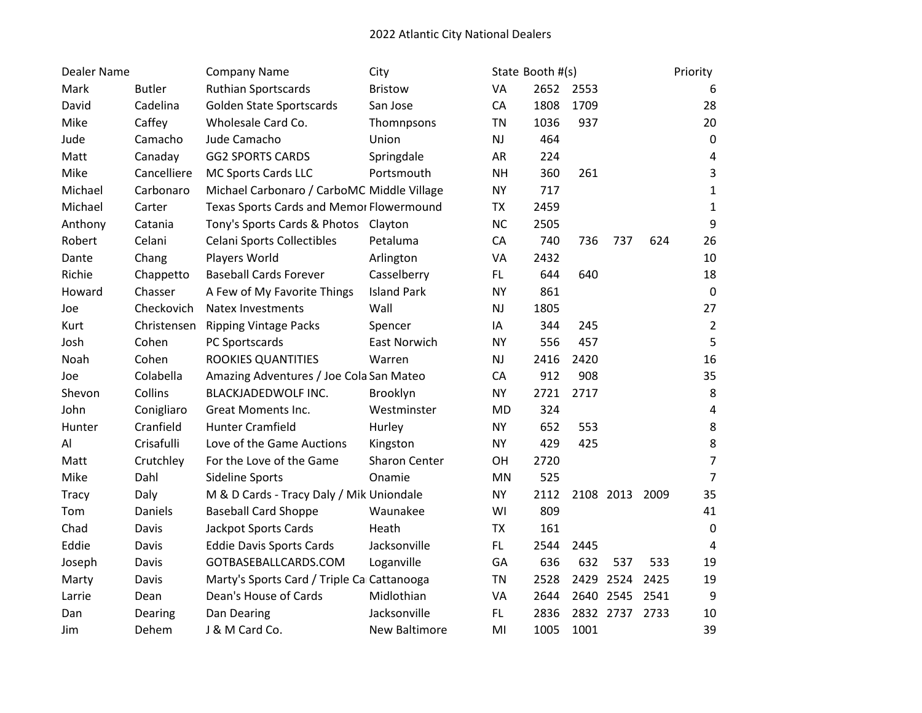# 2022 Atlantic City National Dealers

| Dealer Name | | Company Name | City | State | Booth #(s) | | | | Priority |
|---|---|---|---|---|---|---|---|---|---|
| Mark | Butler | Ruthian Sportscards | Bristow | VA | 2652 | 2553 | | | 6 |
| David | Cadelina | Golden State Sportscards | San Jose | CA | 1808 | 1709 | | | 28 |
| Mike | Caffey | Wholesale Card Co. | Thomnpsons | TN | 1036 | 937 | | | 20 |
| Jude | Camacho | Jude Camacho | Union | NJ | 464 | | | | 0 |
| Matt | Canaday | GG2 SPORTS CARDS | Springdale | AR | 224 | | | | 4 |
| Mike | Cancelliere | MC Sports Cards LLC | Portsmouth | NH | 360 | 261 | | | 3 |
| Michael | Carbonaro | Michael Carbonaro / CarboMC | Middle Village | NY | 717 | | | | 1 |
| Michael | Carter | Texas Sports Cards and Memor | Flowermound | TX | 2459 | | | | 1 |
| Anthony | Catania | Tony's Sports Cards & Photos | Clayton | NC | 2505 | | | | 9 |
| Robert | Celani | Celani Sports Collectibles | Petaluma | CA | 740 | 736 | 737 | 624 | 26 |
| Dante | Chang | Players World | Arlington | VA | 2432 | | | | 10 |
| Richie | Chappetto | Baseball Cards Forever | Casselberry | FL | 644 | 640 | | | 18 |
| Howard | Chasser | A Few of My Favorite Things | Island Park | NY | 861 | | | | 0 |
| Joe | Checkovich | Natex Investments | Wall | NJ | 1805 | | | | 27 |
| Kurt | Christensen | Ripping Vintage Packs | Spencer | IA | 344 | 245 | | | 2 |
| Josh | Cohen | PC Sportscards | East Norwich | NY | 556 | 457 | | | 5 |
| Noah | Cohen | ROOKIES QUANTITIES | Warren | NJ | 2416 | 2420 | | | 16 |
| Joe | Colabella | Amazing Adventures / Joe Cola | San Mateo | CA | 912 | 908 | | | 35 |
| Shevon | Collins | BLACKJADEDWOLF INC. | Brooklyn | NY | 2721 | 2717 | | | 8 |
| John | Conigliaro | Great Moments Inc. | Westminster | MD | 324 | | | | 4 |
| Hunter | Cranfield | Hunter Cramfield | Hurley | NY | 652 | 553 | | | 8 |
| Al | Crisafulli | Love of the Game Auctions | Kingston | NY | 429 | 425 | | | 8 |
| Matt | Crutchley | For the Love of the Game | Sharon Center | OH | 2720 | | | | 7 |
| Mike | Dahl | Sideline Sports | Onamie | MN | 525 | | | | 7 |
| Tracy | Daly | M & D Cards - Tracy Daly / Mik | Uniondale | NY | 2112 | 2108 | 2013 | 2009 | 35 |
| Tom | Daniels | Baseball Card Shoppe | Waunakee | WI | 809 | | | | 41 |
| Chad | Davis | Jackpot Sports Cards | Heath | TX | 161 | | | | 0 |
| Eddie | Davis | Eddie Davis Sports Cards | Jacksonville | FL | 2544 | 2445 | | | 4 |
| Joseph | Davis | GOTBASEBALLCARDS.COM | Loganville | GA | 636 | 632 | 537 | 533 | 19 |
| Marty | Davis | Marty's Sports Card / Triple Ca | Cattanooga | TN | 2528 | 2429 | 2524 | 2425 | 19 |
| Larrie | Dean | Dean's House of Cards | Midlothian | VA | 2644 | 2640 | 2545 | 2541 | 9 |
| Dan | Dearing | Dan Dearing | Jacksonville | FL | 2836 | 2832 | 2737 | 2733 | 10 |
| Jim | Dehem | J & M Card Co. | New Baltimore | MI | 1005 | 1001 | | | 39 |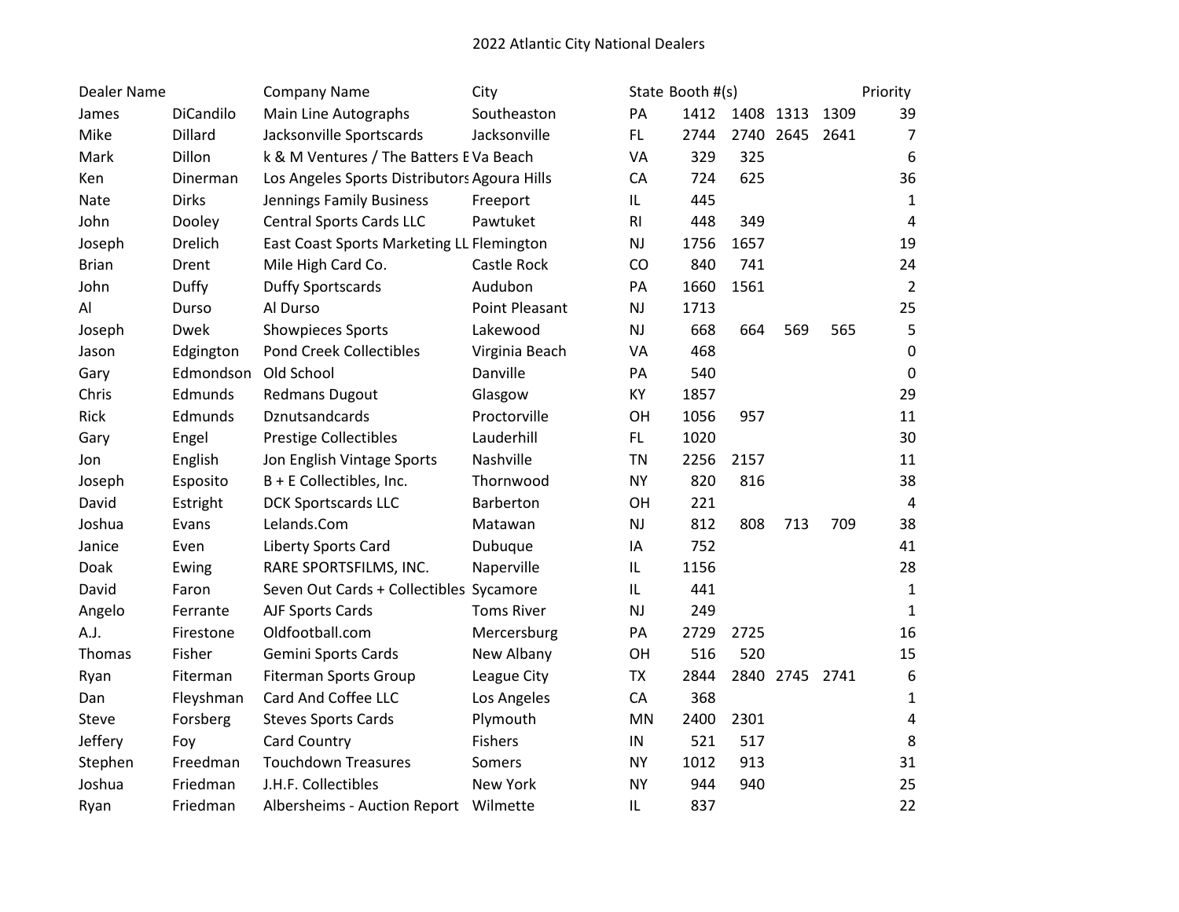2022 Atlantic City National Dealers

| Dealer Name | | Company Name | City | State | Booth #(s) | | | | Priority |
|---|---|---|---|---|---|---|---|---|---|
| James | DiCandilo | Main Line Autographs | Southeaston | PA | 1412 | 1408 | 1313 | 1309 | 39 |
| Mike | Dillard | Jacksonville Sportscards | Jacksonville | FL | 2744 | 2740 | 2645 | 2641 | 7 |
| Mark | Dillon | k & M Ventures / The Batters E | Va Beach | VA | 329 | 325 | | | 6 |
| Ken | Dinerman | Los Angeles Sports Distributors | Agoura Hills | CA | 724 | 625 | | | 36 |
| Nate | Dirks | Jennings Family Business | Freeport | IL | 445 | | | | 1 |
| John | Dooley | Central Sports Cards LLC | Pawtuket | RI | 448 | 349 | | | 4 |
| Joseph | Drelich | East Coast Sports Marketing LL | Flemington | NJ | 1756 | 1657 | | | 19 |
| Brian | Drent | Mile High Card Co. | Castle Rock | CO | 840 | 741 | | | 24 |
| John | Duffy | Duffy Sportscards | Audubon | PA | 1660 | 1561 | | | 2 |
| Al | Durso | Al Durso | Point Pleasant | NJ | 1713 | | | | 25 |
| Joseph | Dwek | Showpieces Sports | Lakewood | NJ | 668 | 664 | 569 | 565 | 5 |
| Jason | Edgington | Pond Creek Collectibles | Virginia Beach | VA | 468 | | | | 0 |
| Gary | Edmondson | Old School | Danville | PA | 540 | | | | 0 |
| Chris | Edmunds | Redmans Dugout | Glasgow | KY | 1857 | | | | 29 |
| Rick | Edmunds | Dznutsandcards | Proctorville | OH | 1056 | 957 | | | 11 |
| Gary | Engel | Prestige Collectibles | Lauderhill | FL | 1020 | | | | 30 |
| Jon | English | Jon English Vintage Sports | Nashville | TN | 2256 | 2157 | | | 11 |
| Joseph | Esposito | B + E Collectibles, Inc. | Thornwood | NY | 820 | 816 | | | 38 |
| David | Estright | DCK Sportscards LLC | Barberton | OH | 221 | | | | 4 |
| Joshua | Evans | Lelands.Com | Matawan | NJ | 812 | 808 | 713 | 709 | 38 |
| Janice | Even | Liberty Sports Card | Dubuque | IA | 752 | | | | 41 |
| Doak | Ewing | RARE SPORTSFILMS, INC. | Naperville | IL | 1156 | | | | 28 |
| David | Faron | Seven Out Cards + Collectibles | Sycamore | IL | 441 | | | | 1 |
| Angelo | Ferrante | AJF Sports Cards | Toms River | NJ | 249 | | | | 1 |
| A.J. | Firestone | Oldfootball.com | Mercersburg | PA | 2729 | 2725 | | | 16 |
| Thomas | Fisher | Gemini Sports Cards | New Albany | OH | 516 | 520 | | | 15 |
| Ryan | Fiterman | Fiterman Sports Group | League City | TX | 2844 | 2840 | 2745 | 2741 | 6 |
| Dan | Fleyshman | Card And Coffee LLC | Los Angeles | CA | 368 | | | | 1 |
| Steve | Forsberg | Steves Sports Cards | Plymouth | MN | 2400 | 2301 | | | 4 |
| Jeffery | Foy | Card Country | Fishers | IN | 521 | 517 | | | 8 |
| Stephen | Freedman | Touchdown Treasures | Somers | NY | 1012 | 913 | | | 31 |
| Joshua | Friedman | J.H.F. Collectibles | New York | NY | 944 | 940 | | | 25 |
| Ryan | Friedman | Albersheims - Auction Report | Wilmette | IL | 837 | | | | 22 |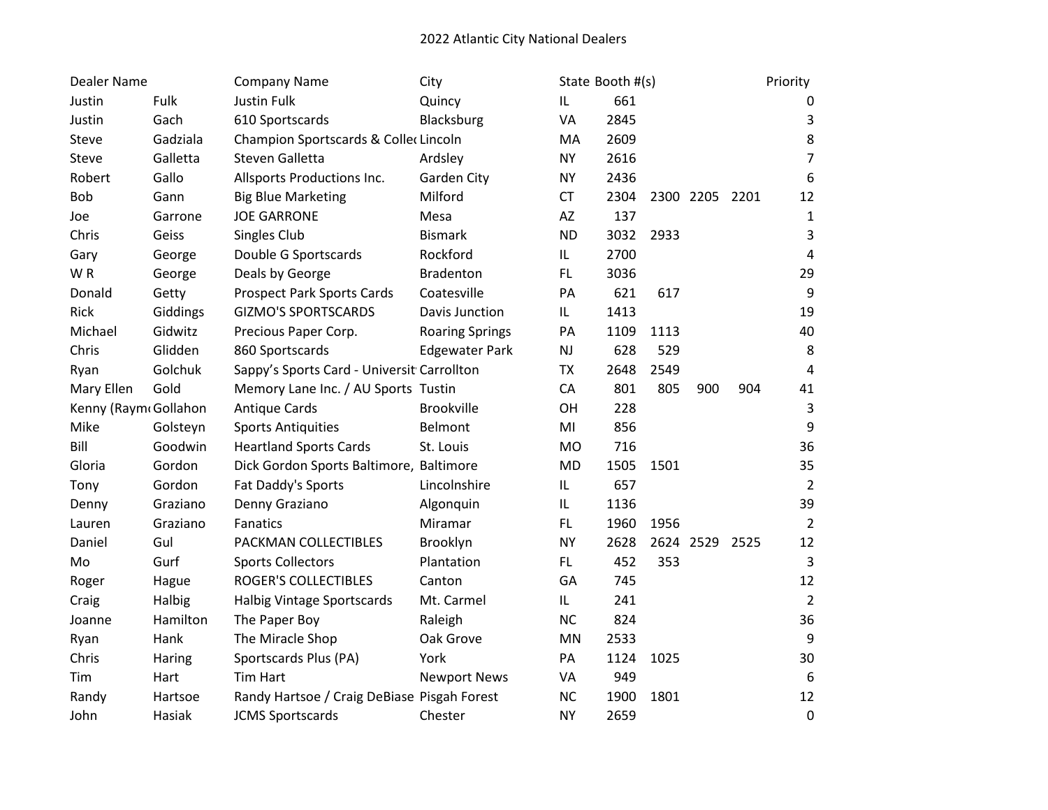2022 Atlantic City National Dealers

| Dealer Name | | Company Name | City | State | Booth #(s) | | | | Priority |
|---|---|---|---|---|---|---|---|---|---|
| Justin | Fulk | Justin Fulk | Quincy | IL | 661 | | | | 0 |
| Justin | Gach | 610 Sportscards | Blacksburg | VA | 2845 | | | | 3 |
| Steve | Gadziala | Champion Sportscards & Collec | Lincoln | MA | 2609 | | | | 8 |
| Steve | Galletta | Steven Galletta | Ardsley | NY | 2616 | | | | 7 |
| Robert | Gallo | Allsports Productions Inc. | Garden City | NY | 2436 | | | | 6 |
| Bob | Gann | Big Blue Marketing | Milford | CT | 2304 | 2300 | 2205 | 2201 | 12 |
| Joe | Garrone | JOE GARRONE | Mesa | AZ | 137 | | | | 1 |
| Chris | Geiss | Singles Club | Bismark | ND | 3032 | 2933 | | | 3 |
| Gary | George | Double G Sportscards | Rockford | IL | 2700 | | | | 4 |
| W R | George | Deals by George | Bradenton | FL | 3036 | | | | 29 |
| Donald | Getty | Prospect Park Sports Cards | Coatesville | PA | 621 | 617 | | | 9 |
| Rick | Giddings | GIZMO'S SPORTSCARDS | Davis Junction | IL | 1413 | | | | 19 |
| Michael | Gidwitz | Precious Paper Corp. | Roaring Springs | PA | 1109 | 1113 | | | 40 |
| Chris | Glidden | 860 Sportscards | Edgewater Park | NJ | 628 | 529 | | | 8 |
| Ryan | Golchuk | Sappy's Sports Card - Universit | Carrollton | TX | 2648 | 2549 | | | 4 |
| Mary Ellen | Gold | Memory Lane Inc. / AU Sports | Tustin | CA | 801 | 805 | 900 | 904 | 41 |
| Kenny (Raym | Gollahon | Antique Cards | Brookville | OH | 228 | | | | 3 |
| Mike | Golsteyn | Sports Antiquities | Belmont | MI | 856 | | | | 9 |
| Bill | Goodwin | Heartland Sports Cards | St. Louis | MO | 716 | | | | 36 |
| Gloria | Gordon | Dick Gordon Sports Baltimore, | Baltimore | MD | 1505 | 1501 | | | 35 |
| Tony | Gordon | Fat Daddy's Sports | Lincolnshire | IL | 657 | | | | 2 |
| Denny | Graziano | Denny Graziano | Algonquin | IL | 1136 | | | | 39 |
| Lauren | Graziano | Fanatics | Miramar | FL | 1960 | 1956 | | | 2 |
| Daniel | Gul | PACKMAN COLLECTIBLES | Brooklyn | NY | 2628 | 2624 | 2529 | 2525 | 12 |
| Mo | Gurf | Sports Collectors | Plantation | FL | 452 | 353 | | | 3 |
| Roger | Hague | ROGER'S COLLECTIBLES | Canton | GA | 745 | | | | 12 |
| Craig | Halbig | Halbig Vintage Sportscards | Mt. Carmel | IL | 241 | | | | 2 |
| Joanne | Hamilton | The Paper Boy | Raleigh | NC | 824 | | | | 36 |
| Ryan | Hank | The Miracle Shop | Oak Grove | MN | 2533 | | | | 9 |
| Chris | Haring | Sportscards Plus (PA) | York | PA | 1124 | 1025 | | | 30 |
| Tim | Hart | Tim Hart | Newport News | VA | 949 | | | | 6 |
| Randy | Hartsoe | Randy Hartsoe / Craig DeBiase | Pisgah Forest | NC | 1900 | 1801 | | | 12 |
| John | Hasiak | JCMS Sportscards | Chester | NY | 2659 | | | | 0 |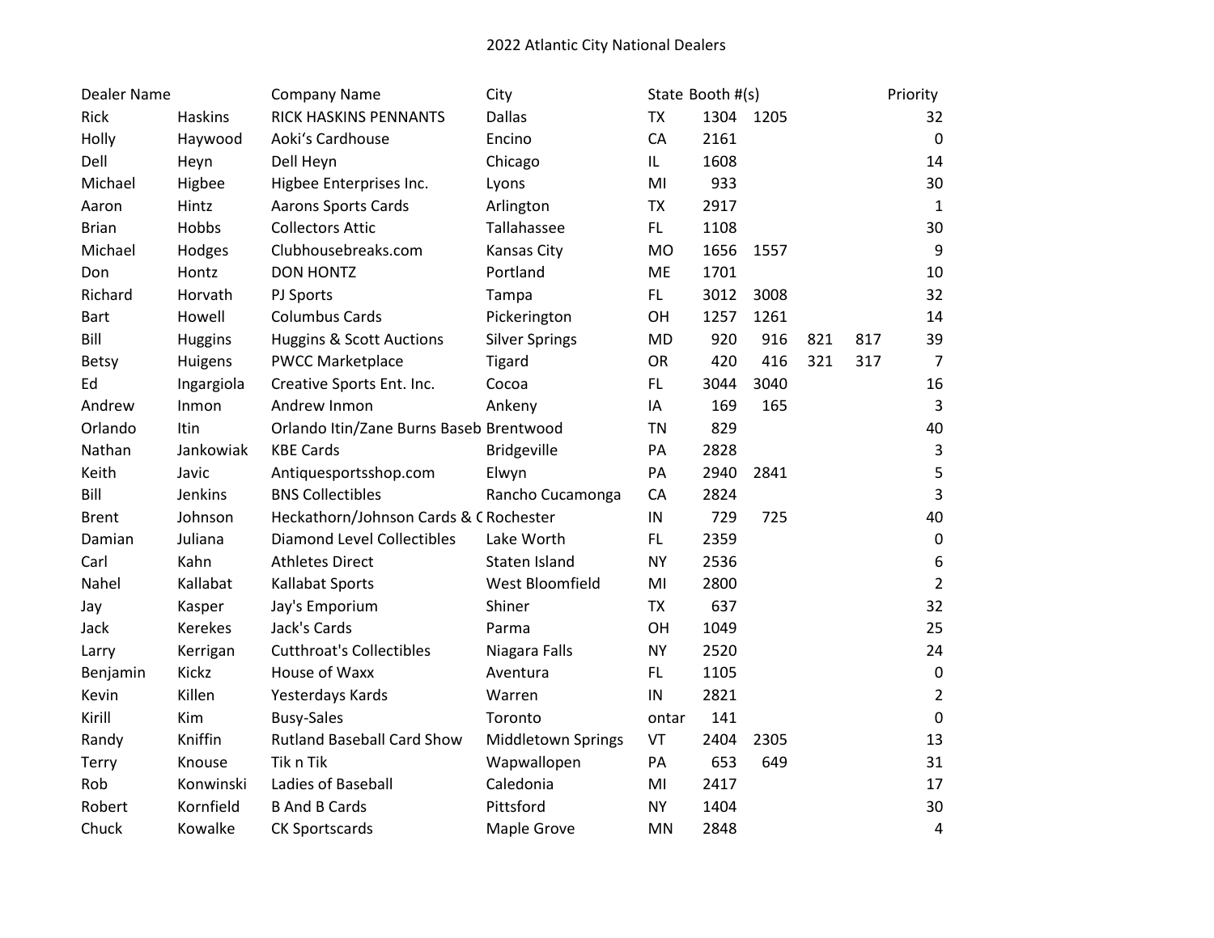2022 Atlantic City National Dealers

| Dealer Name | | Company Name | City | State | Booth #(s) | | | | Priority |
|---|---|---|---|---|---|---|---|---|---|
| Rick | Haskins | RICK HASKINS PENNANTS | Dallas | TX | 1304 | 1205 | | | 32 |
| Holly | Haywood | Aoki's Cardhouse | Encino | CA | 2161 | | | | 0 |
| Dell | Heyn | Dell Heyn | Chicago | IL | 1608 | | | | 14 |
| Michael | Higbee | Higbee Enterprises Inc. | Lyons | MI | 933 | | | | 30 |
| Aaron | Hintz | Aarons Sports Cards | Arlington | TX | 2917 | | | | 1 |
| Brian | Hobbs | Collectors Attic | Tallahassee | FL | 1108 | | | | 30 |
| Michael | Hodges | Clubhousebreaks.com | Kansas City | MO | 1656 | 1557 | | | 9 |
| Don | Hontz | DON HONTZ | Portland | ME | 1701 | | | | 10 |
| Richard | Horvath | PJ Sports | Tampa | FL | 3012 | 3008 | | | 32 |
| Bart | Howell | Columbus Cards | Pickerington | OH | 1257 | 1261 | | | 14 |
| Bill | Huggins | Huggins & Scott Auctions | Silver Springs | MD | 920 | 916 | 821 | 817 | 39 |
| Betsy | Huigens | PWCC Marketplace | Tigard | OR | 420 | 416 | 321 | 317 | 7 |
| Ed | Ingargiola | Creative Sports Ent. Inc. | Cocoa | FL | 3044 | 3040 | | | 16 |
| Andrew | Inmon | Andrew Inmon | Ankeny | IA | 169 | 165 | | | 3 |
| Orlando | Itin | Orlando Itin/Zane Burns Baseb | Brentwood | TN | 829 | | | | 40 |
| Nathan | Jankowiak | KBE Cards | Bridgeville | PA | 2828 | | | | 3 |
| Keith | Javic | Antiquesportsshop.com | Elwyn | PA | 2940 | 2841 | | | 5 |
| Bill | Jenkins | BNS Collectibles | Rancho Cucamonga | CA | 2824 | | | | 3 |
| Brent | Johnson | Heckathorn/Johnson Cards & C | Rochester | IN | 729 | 725 | | | 40 |
| Damian | Juliana | Diamond Level Collectibles | Lake Worth | FL | 2359 | | | | 0 |
| Carl | Kahn | Athletes Direct | Staten Island | NY | 2536 | | | | 6 |
| Nahel | Kallabat | Kallabat Sports | West Bloomfield | MI | 2800 | | | | 2 |
| Jay | Kasper | Jay's Emporium | Shiner | TX | 637 | | | | 32 |
| Jack | Kerekes | Jack's Cards | Parma | OH | 1049 | | | | 25 |
| Larry | Kerrigan | Cutthroat's Collectibles | Niagara Falls | NY | 2520 | | | | 24 |
| Benjamin | Kickz | House of Waxx | Aventura | FL | 1105 | | | | 0 |
| Kevin | Killen | Yesterdays Kards | Warren | IN | 2821 | | | | 2 |
| Kirill | Kim | Busy-Sales | Toronto | ontar | 141 | | | | 0 |
| Randy | Kniffin | Rutland Baseball Card Show | Middletown Springs | VT | 2404 | 2305 | | | 13 |
| Terry | Knouse | Tik n Tik | Wapwallopen | PA | 653 | 649 | | | 31 |
| Rob | Konwinski | Ladies of Baseball | Caledonia | MI | 2417 | | | | 17 |
| Robert | Kornfield | B And B Cards | Pittsford | NY | 1404 | | | | 30 |
| Chuck | Kowalke | CK Sportscards | Maple Grove | MN | 2848 | | | | 4 |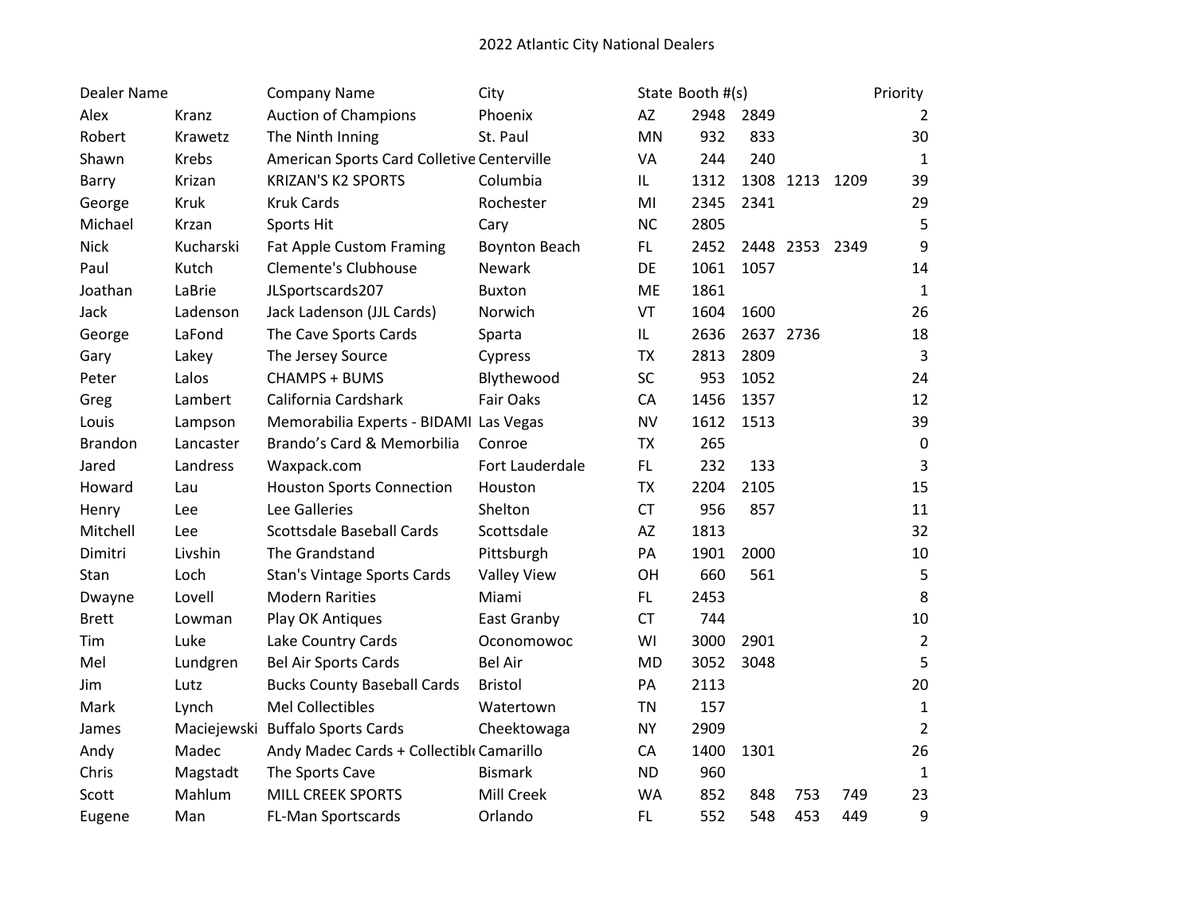2022 Atlantic City National Dealers

| Dealer Name | | Company Name | City | State | Booth #(s) | | | | Priority |
|---|---|---|---|---|---|---|---|---|---|
| Alex | Kranz | Auction of Champions | Phoenix | AZ | 2948 | 2849 | | | 2 |
| Robert | Krawetz | The Ninth Inning | St. Paul | MN | 932 | 833 | | | 30 |
| Shawn | Krebs | American Sports Card Colletive | Centerville | VA | 244 | 240 | | | 1 |
| Barry | Krizan | KRIZAN'S K2 SPORTS | Columbia | IL | 1312 | 1308 | 1213 | 1209 | 39 |
| George | Kruk | Kruk Cards | Rochester | MI | 2345 | 2341 | | | 29 |
| Michael | Krzan | Sports Hit | Cary | NC | 2805 | | | | 5 |
| Nick | Kucharski | Fat Apple Custom Framing | Boynton Beach | FL | 2452 | 2448 | 2353 | 2349 | 9 |
| Paul | Kutch | Clemente's Clubhouse | Newark | DE | 1061 | 1057 | | | 14 |
| Joathan | LaBrie | JLSportscards207 | Buxton | ME | 1861 | | | | 1 |
| Jack | Ladenson | Jack Ladenson (JJL Cards) | Norwich | VT | 1604 | 1600 | | | 26 |
| George | LaFond | The Cave Sports Cards | Sparta | IL | 2636 | 2637 | 2736 | | 18 |
| Gary | Lakey | The Jersey Source | Cypress | TX | 2813 | 2809 | | | 3 |
| Peter | Lalos | CHAMPS + BUMS | Blythewood | SC | 953 | 1052 | | | 24 |
| Greg | Lambert | California Cardshark | Fair Oaks | CA | 1456 | 1357 | | | 12 |
| Louis | Lampson | Memorabilia Experts - BIDAMI | Las Vegas | NV | 1612 | 1513 | | | 39 |
| Brandon | Lancaster | Brando's Card & Memorbilia | Conroe | TX | 265 | | | | 0 |
| Jared | Landress | Waxpack.com | Fort Lauderdale | FL | 232 | 133 | | | 3 |
| Howard | Lau | Houston Sports Connection | Houston | TX | 2204 | 2105 | | | 15 |
| Henry | Lee | Lee Galleries | Shelton | CT | 956 | 857 | | | 11 |
| Mitchell | Lee | Scottsdale Baseball Cards | Scottsdale | AZ | 1813 | | | | 32 |
| Dimitri | Livshin | The Grandstand | Pittsburgh | PA | 1901 | 2000 | | | 10 |
| Stan | Loch | Stan's Vintage Sports Cards | Valley View | OH | 660 | 561 | | | 5 |
| Dwayne | Lovell | Modern Rarities | Miami | FL | 2453 | | | | 8 |
| Brett | Lowman | Play OK Antiques | East Granby | CT | 744 | | | | 10 |
| Tim | Luke | Lake Country Cards | Oconomowoc | WI | 3000 | 2901 | | | 2 |
| Mel | Lundgren | Bel Air Sports Cards | Bel Air | MD | 3052 | 3048 | | | 5 |
| Jim | Lutz | Bucks County Baseball Cards | Bristol | PA | 2113 | | | | 20 |
| Mark | Lynch | Mel Collectibles | Watertown | TN | 157 | | | | 1 |
| James | Maciejewski | Buffalo Sports Cards | Cheektowaga | NY | 2909 | | | | 2 |
| Andy | Madec | Andy Madec Cards + Collectibl | Camarillo | CA | 1400 | 1301 | | | 26 |
| Chris | Magstadt | The Sports Cave | Bismark | ND | 960 | | | | 1 |
| Scott | Mahlum | MILL CREEK SPORTS | Mill Creek | WA | 852 | 848 | 753 | 749 | 23 |
| Eugene | Man | FL-Man Sportscards | Orlando | FL | 552 | 548 | 453 | 449 | 9 |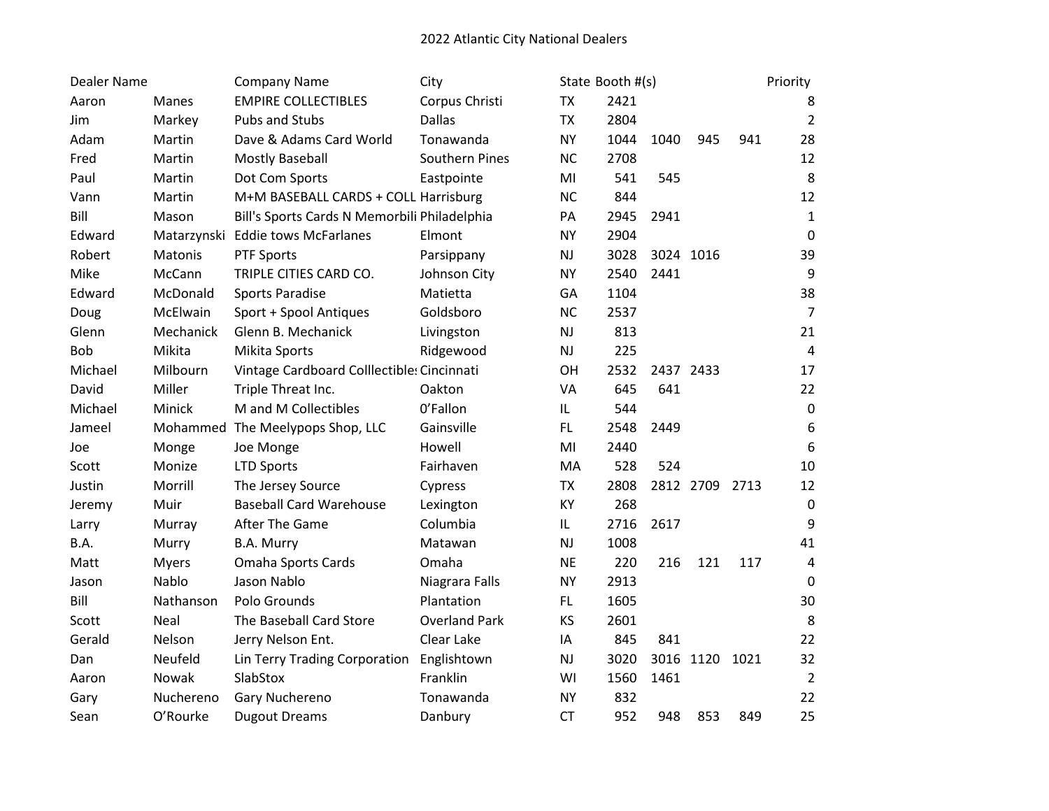2022 Atlantic City National Dealers

| Dealer Name | | Company Name | City | State | Booth #(s) | | | | Priority |
|---|---|---|---|---|---|---|---|---|---|
| Aaron | Manes | EMPIRE COLLECTIBLES | Corpus Christi | TX | 2421 | | | | 8 |
| Jim | Markey | Pubs and Stubs | Dallas | TX | 2804 | | | | 2 |
| Adam | Martin | Dave & Adams Card World | Tonawanda | NY | 1044 | 1040 | 945 | 941 | 28 |
| Fred | Martin | Mostly Baseball | Southern Pines | NC | 2708 | | | | 12 |
| Paul | Martin | Dot Com Sports | Eastpointe | MI | 541 | 545 | | | 8 |
| Vann | Martin | M+M BASEBALL CARDS + COLL | Harrisburg | NC | 844 | | | | 12 |
| Bill | Mason | Bill's Sports Cards N Memorbili | Philadelphia | PA | 2945 | 2941 | | | 1 |
| Edward | Matarzynski | Eddie tows McFarlanes | Elmont | NY | 2904 | | | | 0 |
| Robert | Matonis | PTF Sports | Parsippany | NJ | 3028 | 3024 | 1016 | | 39 |
| Mike | McCann | TRIPLE CITIES CARD CO. | Johnson City | NY | 2540 | 2441 | | | 9 |
| Edward | McDonald | Sports Paradise | Matietta | GA | 1104 | | | | 38 |
| Doug | McElwain | Sport + Spool Antiques | Goldsboro | NC | 2537 | | | | 7 |
| Glenn | Mechanick | Glenn B. Mechanick | Livingston | NJ | 813 | | | | 21 |
| Bob | Mikita | Mikita Sports | Ridgewood | NJ | 225 | | | | 4 |
| Michael | Milbourn | Vintage Cardboard Colllectibles | Cincinnati | OH | 2532 | 2437 | 2433 | | 17 |
| David | Miller | Triple Threat Inc. | Oakton | VA | 645 | 641 | | | 22 |
| Michael | Minick | M and M Collectibles | 0'Fallon | IL | 544 | | | | 0 |
| Jameel | Mohammed | The Meelypops Shop, LLC | Gainsville | FL | 2548 | 2449 | | | 6 |
| Joe | Monge | Joe Monge | Howell | MI | 2440 | | | | 6 |
| Scott | Monize | LTD Sports | Fairhaven | MA | 528 | 524 | | | 10 |
| Justin | Morrill | The Jersey Source | Cypress | TX | 2808 | 2812 | 2709 | 2713 | 12 |
| Jeremy | Muir | Baseball Card Warehouse | Lexington | KY | 268 | | | | 0 |
| Larry | Murray | After The Game | Columbia | IL | 2716 | 2617 | | | 9 |
| B.A. | Murry | B.A. Murry | Matawan | NJ | 1008 | | | | 41 |
| Matt | Myers | Omaha Sports Cards | Omaha | NE | 220 | 216 | 121 | 117 | 4 |
| Jason | Nablo | Jason Nablo | Niagrara Falls | NY | 2913 | | | | 0 |
| Bill | Nathanson | Polo Grounds | Plantation | FL | 1605 | | | | 30 |
| Scott | Neal | The Baseball Card Store | Overland Park | KS | 2601 | | | | 8 |
| Gerald | Nelson | Jerry Nelson Ent. | Clear Lake | IA | 845 | 841 | | | 22 |
| Dan | Neufeld | Lin Terry Trading Corporation | Englishtown | NJ | 3020 | 3016 | 1120 | 1021 | 32 |
| Aaron | Nowak | SlabStox | Franklin | WI | 1560 | 1461 | | | 2 |
| Gary | Nuchereno | Gary Nuchereno | Tonawanda | NY | 832 | | | | 22 |
| Sean | O'Rourke | Dugout Dreams | Danbury | CT | 952 | 948 | 853 | 849 | 25 |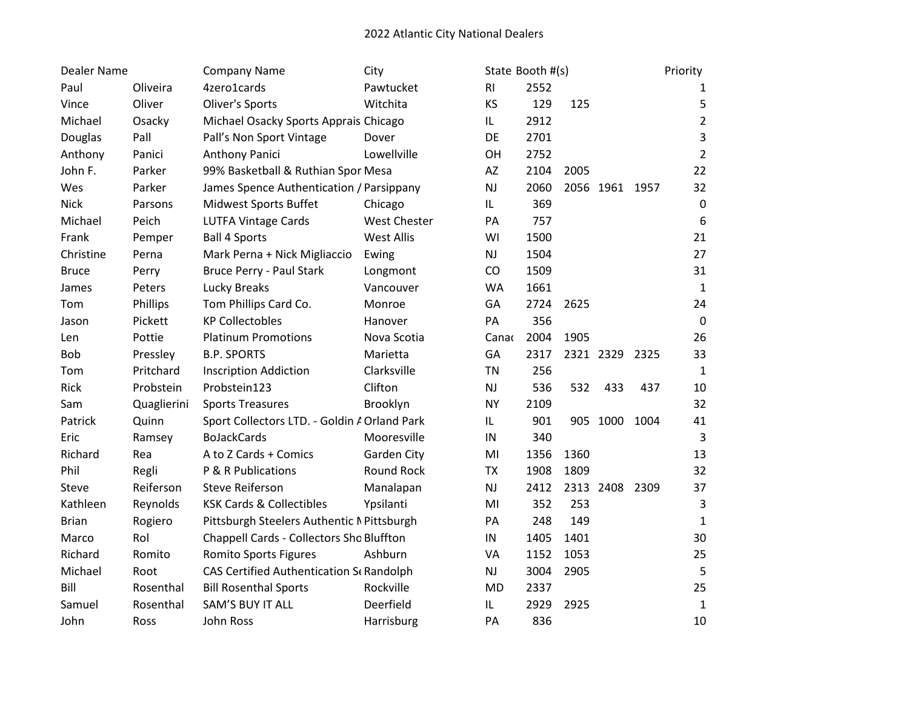2022 Atlantic City National Dealers

| Dealer Name | | Company Name | City | State | Booth #(s) | | | | Priority |
|---|---|---|---|---|---|---|---|---|---|
| Paul | Oliveira | 4zero1cards | Pawtucket | RI | 2552 | | | | 1 |
| Vince | Oliver | Oliver's Sports | Witchita | KS | 129 | 125 | | | 5 |
| Michael | Osacky | Michael Osacky Sports Apprais | Chicago | IL | 2912 | | | | 2 |
| Douglas | Pall | Pall’s Non Sport Vintage | Dover | DE | 2701 | | | | 3 |
| Anthony | Panici | Anthony Panici | Lowellville | OH | 2752 | | | | 2 |
| John F. | Parker | 99% Basketball & Ruthian Spor | Mesa | AZ | 2104 | 2005 | | | 22 |
| Wes | Parker | James Spence Authentication / | Parsippany | NJ | 2060 | 2056 | 1961 | 1957 | 32 |
| Nick | Parsons | Midwest Sports Buffet | Chicago | IL | 369 | | | | 0 |
| Michael | Peich | LUTFA Vintage Cards | West Chester | PA | 757 | | | | 6 |
| Frank | Pemper | Ball 4 Sports | West Allis | WI | 1500 | | | | 21 |
| Christine | Perna | Mark Perna + Nick Migliaccio | Ewing | NJ | 1504 | | | | 27 |
| Bruce | Perry | Bruce Perry - Paul Stark | Longmont | CO | 1509 | | | | 31 |
| James | Peters | Lucky Breaks | Vancouver | WA | 1661 | | | | 1 |
| Tom | Phillips | Tom Phillips Card Co. | Monroe | GA | 2724 | 2625 | | | 24 |
| Jason | Pickett | KP Collectobles | Hanover | PA | 356 | | | | 0 |
| Len | Pottie | Platinum Promotions | Nova Scotia | Canad | 2004 | 1905 | | | 26 |
| Bob | Pressley | B.P. SPORTS | Marietta | GA | 2317 | 2321 | 2329 | 2325 | 33 |
| Tom | Pritchard | Inscription Addiction | Clarksville | TN | 256 | | | | 1 |
| Rick | Probstein | Probstein123 | Clifton | NJ | 536 | 532 | 433 | 437 | 10 |
| Sam | Quaglierini | Sports Treasures | Brooklyn | NY | 2109 | | | | 32 |
| Patrick | Quinn | Sport Collectors LTD. - Goldin A | Orland Park | IL | 901 | 905 | 1000 | 1004 | 41 |
| Eric | Ramsey | BoJackCards | Mooresville | IN | 340 | | | | 3 |
| Richard | Rea | A to Z Cards + Comics | Garden City | MI | 1356 | 1360 | | | 13 |
| Phil | Regli | P & R Publications | Round Rock | TX | 1908 | 1809 | | | 32 |
| Steve | Reiferson | Steve Reiferson | Manalapan | NJ | 2412 | 2313 | 2408 | 2309 | 37 |
| Kathleen | Reynolds | KSK Cards & Collectibles | Ypsilanti | MI | 352 | 253 | | | 3 |
| Brian | Rogiero | Pittsburgh Steelers Authentic M | Pittsburgh | PA | 248 | 149 | | | 1 |
| Marco | Rol | Chappell Cards - Collectors Sho | Bluffton | IN | 1405 | 1401 | | | 30 |
| Richard | Romito | Romito Sports Figures | Ashburn | VA | 1152 | 1053 | | | 25 |
| Michael | Root | CAS Certified Authentication Se | Randolph | NJ | 3004 | 2905 | | | 5 |
| Bill | Rosenthal | Bill Rosenthal Sports | Rockville | MD | 2337 | | | | 25 |
| Samuel | Rosenthal | SAM’S BUY IT ALL | Deerfield | IL | 2929 | 2925 | | | 1 |
| John | Ross | John Ross | Harrisburg | PA | 836 | | | | 10 |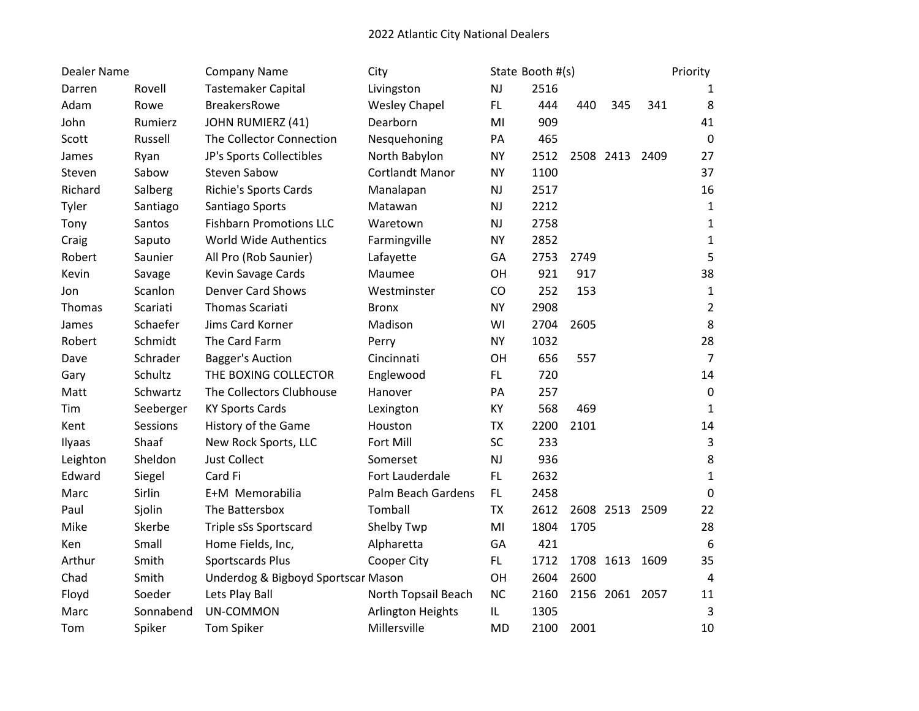2022 Atlantic City National Dealers

| Dealer Name | | Company Name | City | State | Booth #(s) | | | | Priority |
|---|---|---|---|---|---|---|---|---|---|
| Darren | Rovell | Tastemaker Capital | Livingston | NJ | 2516 | | | | 1 |
| Adam | Rowe | BreakersRowe | Wesley Chapel | FL | 444 | 440 | 345 | 341 | 8 |
| John | Rumierz | JOHN RUMIERZ (41) | Dearborn | MI | 909 | | | | 41 |
| Scott | Russell | The Collector Connection | Nesquehoning | PA | 465 | | | | 0 |
| James | Ryan | JP's Sports Collectibles | North Babylon | NY | 2512 | 2508 | 2413 | 2409 | 27 |
| Steven | Sabow | Steven Sabow | Cortlandt Manor | NY | 1100 | | | | 37 |
| Richard | Salberg | Richie's Sports Cards | Manalapan | NJ | 2517 | | | | 16 |
| Tyler | Santiago | Santiago Sports | Matawan | NJ | 2212 | | | | 1 |
| Tony | Santos | Fishbarn Promotions LLC | Waretown | NJ | 2758 | | | | 1 |
| Craig | Saputo | World Wide Authentics | Farmingville | NY | 2852 | | | | 1 |
| Robert | Saunier | All Pro (Rob Saunier) | Lafayette | GA | 2753 | 2749 | | | 5 |
| Kevin | Savage | Kevin Savage Cards | Maumee | OH | 921 | 917 | | | 38 |
| Jon | Scanlon | Denver Card Shows | Westminster | CO | 252 | 153 | | | 1 |
| Thomas | Scariati | Thomas Scariati | Bronx | NY | 2908 | | | | 2 |
| James | Schaefer | Jims Card Korner | Madison | WI | 2704 | 2605 | | | 8 |
| Robert | Schmidt | The Card Farm | Perry | NY | 1032 | | | | 28 |
| Dave | Schrader | Bagger's Auction | Cincinnati | OH | 656 | 557 | | | 7 |
| Gary | Schultz | THE BOXING COLLECTOR | Englewood | FL | 720 | | | | 14 |
| Matt | Schwartz | The Collectors Clubhouse | Hanover | PA | 257 | | | | 0 |
| Tim | Seeberger | KY Sports Cards | Lexington | KY | 568 | 469 | | | 1 |
| Kent | Sessions | History of the Game | Houston | TX | 2200 | 2101 | | | 14 |
| Ilyaas | Shaaf | New Rock Sports, LLC | Fort Mill | SC | 233 | | | | 3 |
| Leighton | Sheldon | Just Collect | Somerset | NJ | 936 | | | | 8 |
| Edward | Siegel | Card Fi | Fort Lauderdale | FL | 2632 | | | | 1 |
| Marc | Sirlin | E+M Memorabilia | Palm Beach Gardens | FL | 2458 | | | | 0 |
| Paul | Sjolin | The Battersbox | Tomball | TX | 2612 | 2608 | 2513 | 2509 | 22 |
| Mike | Skerbe | Triple sSs Sportscard | Shelby Twp | MI | 1804 | 1705 | | | 28 |
| Ken | Small | Home Fields, Inc, | Alpharetta | GA | 421 | | | | 6 |
| Arthur | Smith | Sportscards Plus | Cooper City | FL | 1712 | 1708 | 1613 | 1609 | 35 |
| Chad | Smith | Underdog & Bigboyd Sportscar | Mason | OH | 2604 | 2600 | | | 4 |
| Floyd | Soeder | Lets Play Ball | North Topsail Beach | NC | 2160 | 2156 | 2061 | 2057 | 11 |
| Marc | Sonnabend | UN-COMMON | Arlington Heights | IL | 1305 | | | | 3 |
| Tom | Spiker | Tom Spiker | Millersville | MD | 2100 | 2001 | | | 10 |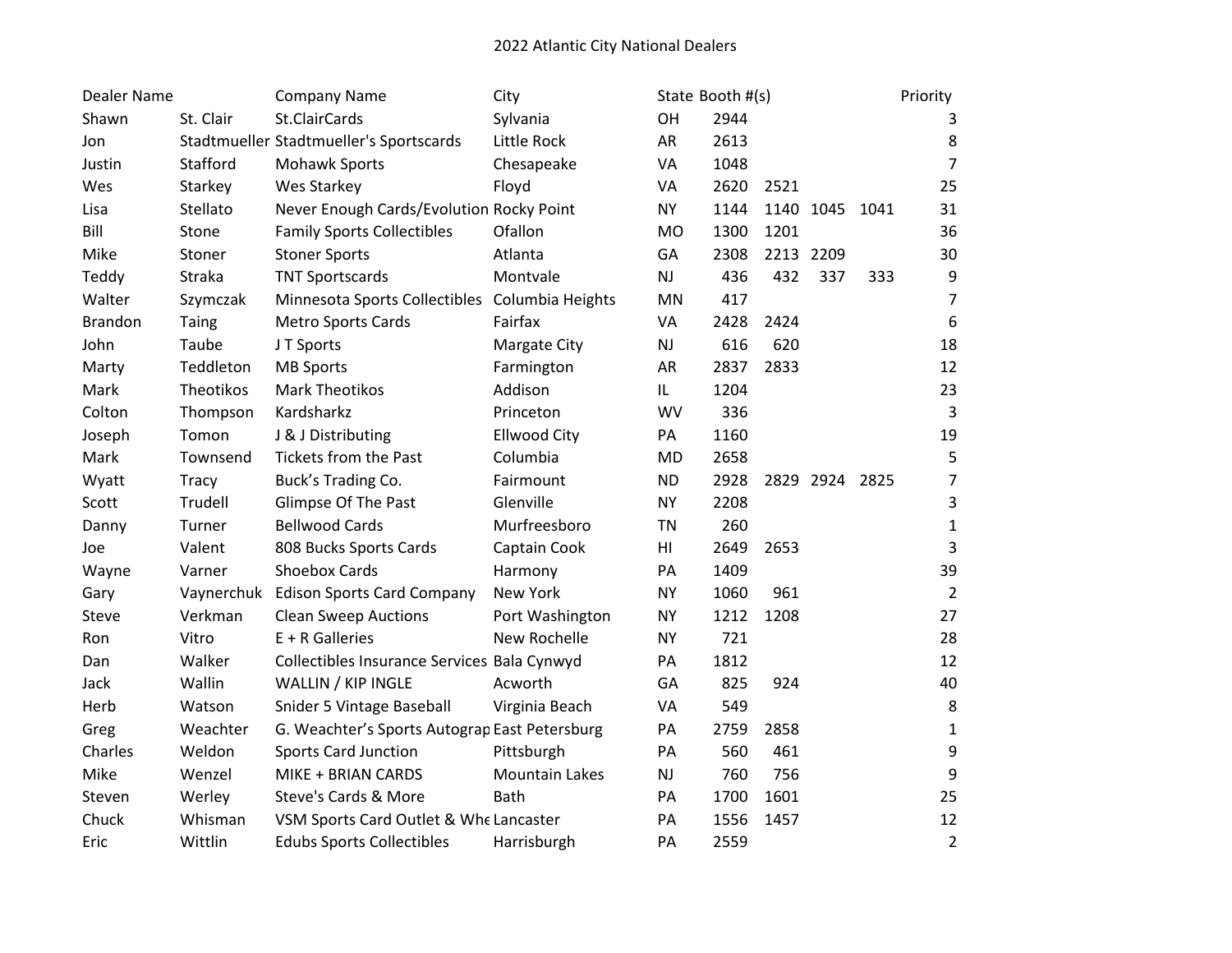2022 Atlantic City National Dealers

| Dealer Name | | Company Name | City | State | Booth #(s) | | | | Priority |
|---|---|---|---|---|---|---|---|---|---|
| Shawn | St. Clair | St.ClairCards | Sylvania | OH | 2944 | | | | 3 |
| Jon | Stadtmueller | Stadtmueller's Sportscards | Little Rock | AR | 2613 | | | | 8 |
| Justin | Stafford | Mohawk Sports | Chesapeake | VA | 1048 | | | | 7 |
| Wes | Starkey | Wes Starkey | Floyd | VA | 2620 | 2521 | | | 25 |
| Lisa | Stellato | Never Enough Cards/Evolution | Rocky Point | NY | 1144 | 1140 | 1045 | 1041 | 31 |
| Bill | Stone | Family Sports Collectibles | Ofallon | MO | 1300 | 1201 | | | 36 |
| Mike | Stoner | Stoner Sports | Atlanta | GA | 2308 | 2213 | 2209 | | 30 |
| Teddy | Straka | TNT Sportscards | Montvale | NJ | 436 | 432 | 337 | 333 | 9 |
| Walter | Szymczak | Minnesota Sports Collectibles | Columbia Heights | MN | 417 | | | | 7 |
| Brandon | Taing | Metro Sports Cards | Fairfax | VA | 2428 | 2424 | | | 6 |
| John | Taube | J T Sports | Margate City | NJ | 616 | 620 | | | 18 |
| Marty | Teddleton | MB Sports | Farmington | AR | 2837 | 2833 | | | 12 |
| Mark | Theotikos | Mark Theotikos | Addison | IL | 1204 | | | | 23 |
| Colton | Thompson | Kardsharkz | Princeton | WV | 336 | | | | 3 |
| Joseph | Tomon | J & J Distributing | Ellwood City | PA | 1160 | | | | 19 |
| Mark | Townsend | Tickets from the Past | Columbia | MD | 2658 | | | | 5 |
| Wyatt | Tracy | Buck's Trading Co. | Fairmount | ND | 2928 | 2829 | 2924 | 2825 | 7 |
| Scott | Trudell | Glimpse Of The Past | Glenville | NY | 2208 | | | | 3 |
| Danny | Turner | Bellwood Cards | Murfreesboro | TN | 260 | | | | 1 |
| Joe | Valent | 808 Bucks Sports Cards | Captain Cook | HI | 2649 | 2653 | | | 3 |
| Wayne | Varner | Shoebox Cards | Harmony | PA | 1409 | | | | 39 |
| Gary | Vaynerchuk | Edison Sports Card Company | New York | NY | 1060 | 961 | | | 2 |
| Steve | Verkman | Clean Sweep Auctions | Port Washington | NY | 1212 | 1208 | | | 27 |
| Ron | Vitro | E + R Galleries | New Rochelle | NY | 721 | | | | 28 |
| Dan | Walker | Collectibles Insurance Services | Bala Cynwyd | PA | 1812 | | | | 12 |
| Jack | Wallin | WALLIN / KIP INGLE | Acworth | GA | 825 | 924 | | | 40 |
| Herb | Watson | Snider 5 Vintage Baseball | Virginia Beach | VA | 549 | | | | 8 |
| Greg | Weachter | G. Weachter's Sports Autograp | East Petersburg | PA | 2759 | 2858 | | | 1 |
| Charles | Weldon | Sports Card Junction | Pittsburgh | PA | 560 | 461 | | | 9 |
| Mike | Wenzel | MIKE + BRIAN CARDS | Mountain Lakes | NJ | 760 | 756 | | | 9 |
| Steven | Werley | Steve's Cards & More | Bath | PA | 1700 | 1601 | | | 25 |
| Chuck | Whisman | VSM Sports Card Outlet & Whe | Lancaster | PA | 1556 | 1457 | | | 12 |
| Eric | Wittlin | Edubs Sports Collectibles | Harrisburgh | PA | 2559 | | | | 2 |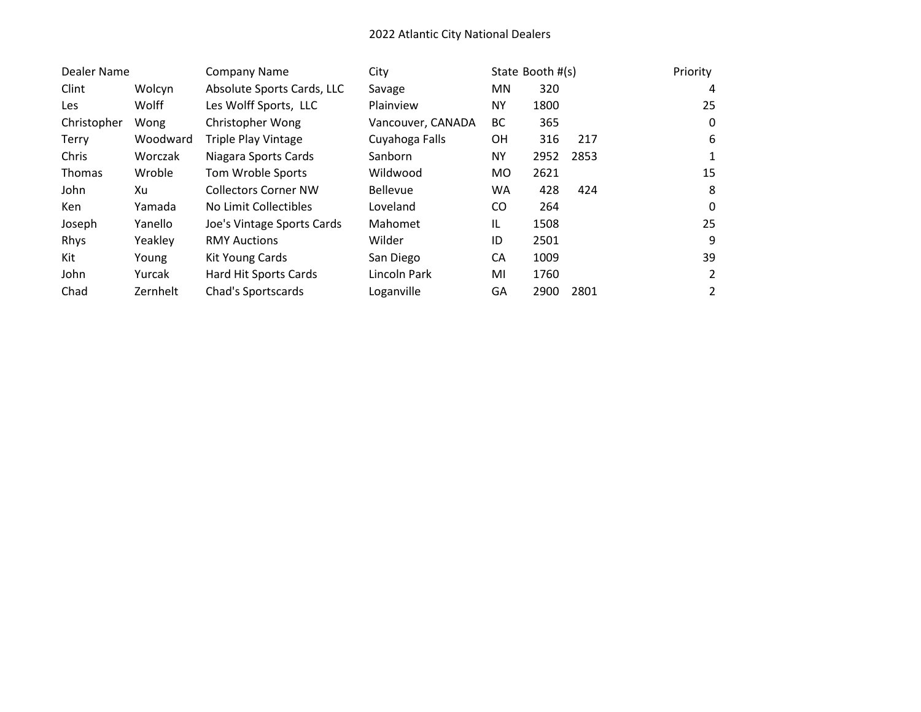2022 Atlantic City National Dealers

| Dealer Name | | Company Name | City | State | Booth #(s) | | Priority |
|---|---|---|---|---|---|---|---|
| Clint | Wolcyn | Absolute Sports Cards, LLC | Savage | MN | 320 | | 4 |
| Les | Wolff | Les Wolff Sports, LLC | Plainview | NY | 1800 | | 25 |
| Christopher | Wong | Christopher Wong | Vancouver, CANADA | BC | 365 | | 0 |
| Terry | Woodward | Triple Play Vintage | Cuyahoga Falls | OH | 316 | 217 | 6 |
| Chris | Worczak | Niagara Sports Cards | Sanborn | NY | 2952 | 2853 | 1 |
| Thomas | Wroble | Tom Wroble Sports | Wildwood | MO | 2621 | | 15 |
| John | Xu | Collectors Corner NW | Bellevue | WA | 428 | 424 | 8 |
| Ken | Yamada | No Limit Collectibles | Loveland | CO | 264 | | 0 |
| Joseph | Yanello | Joe's Vintage Sports Cards | Mahomet | IL | 1508 | | 25 |
| Rhys | Yeakley | RMY Auctions | Wilder | ID | 2501 | | 9 |
| Kit | Young | Kit Young Cards | San Diego | CA | 1009 | | 39 |
| John | Yurcak | Hard Hit Sports Cards | Lincoln Park | MI | 1760 | | 2 |
| Chad | Zernhelt | Chad's Sportscards | Loganville | GA | 2900 | 2801 | 2 |